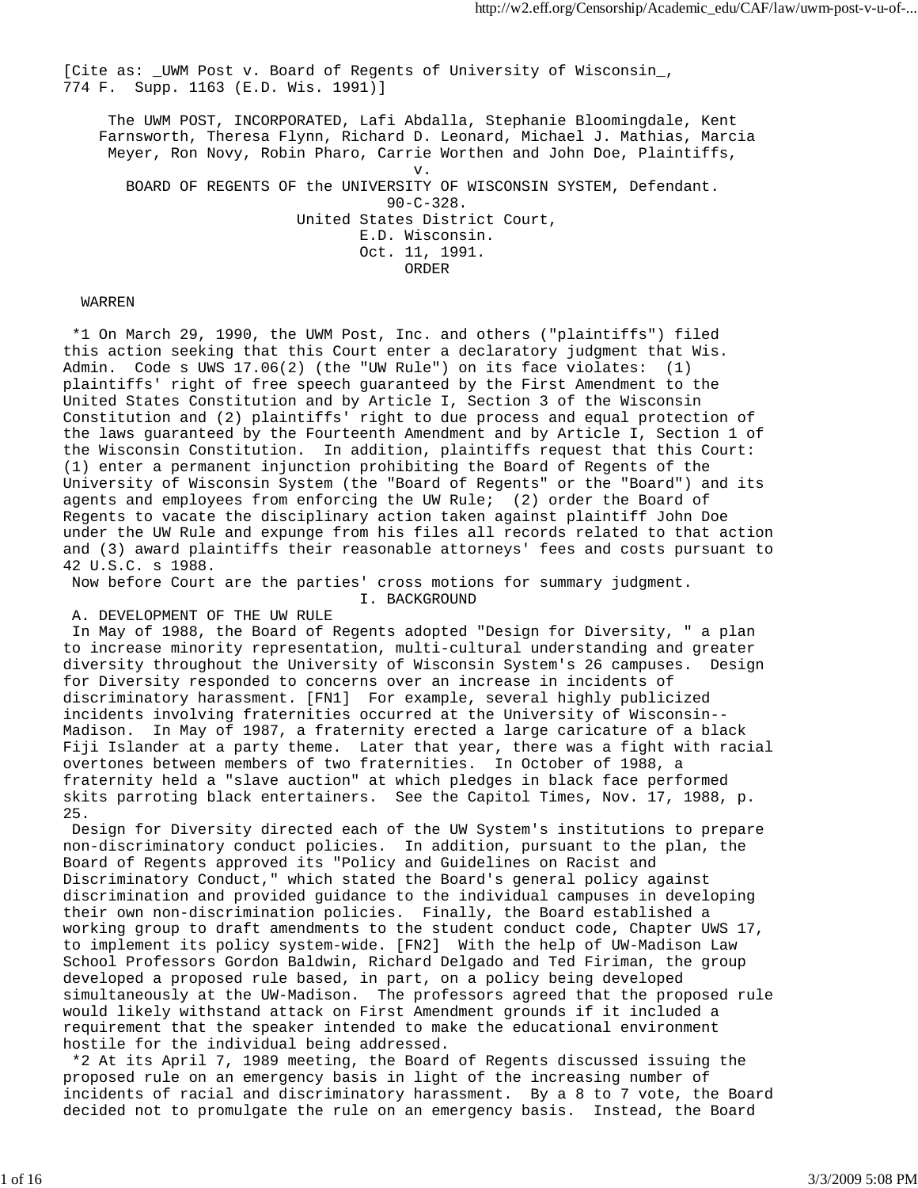[Cite as: _UWM Post v. Board of Regents of University of Wisconsin_, 774 F. Supp. 1163 (E.D. Wis. 1991)]

The UWM POST, INCORPORATED, Lafi Abdalla, Stephanie Bloomingdale, Kent Farnsworth, Theresa Flynn, Richard D. Leonard, Michael J. Mathias, Marcia Meyer, Ron Novy, Robin Pharo, Carrie Worthen and John Doe, Plaintiffs,

v.

BOARD OF REGENTS OF the UNIVERSITY OF WISCONSIN SYSTEM, Defendant.

90-C-328.

United States District Court,

E.D. Wisconsin.

Oct. 11, 1991.

ORDER

WARREN

*1 On March 29, 1990, the UWM Post, Inc. and others ("plaintiffs") filed this action seeking that this Court enter a declaratory judgment that Wis. Admin. Code s UWS 17.06(2) (the "UW Rule") on its face violates: (1) plaintiffs' right of free speech guaranteed by the First Amendment to the United States Constitution and by Article I, Section 3 of the Wisconsin Constitution and (2) plaintiffs' right to due process and equal protection of the laws guaranteed by the Fourteenth Amendment and by Article I, Section 1 of the Wisconsin Constitution. In addition, plaintiffs request that this Court: (1) enter a permanent injunction prohibiting the Board of Regents of the University of Wisconsin System (the "Board of Regents" or the "Board") and its agents and employees from enforcing the UW Rule; (2) order the Board of Regents to vacate the disciplinary action taken against plaintiff John Doe under the UW Rule and expunge from his files all records related to that action and (3) award plaintiffs their reasonable attorneys' fees and costs pursuant to 42 U.S.C. s 1988.

Now before Court are the parties' cross motions for summary judgment.

## I. BACKGROUND

### A. DEVELOPMENT OF THE UW RULE

In May of 1988, the Board of Regents adopted "Design for Diversity, " a plan to increase minority representation, multi-cultural understanding and greater diversity throughout the University of Wisconsin System's 26 campuses. Design for Diversity responded to concerns over an increase in incidents of discriminatory harassment. [FN1] For example, several highly publicized incidents involving fraternities occurred at the University of Wisconsin--Madison. In May of 1987, a fraternity erected a large caricature of a black Fiji Islander at a party theme. Later that year, there was a fight with racial overtones between members of two fraternities. In October of 1988, a fraternity held a "slave auction" at which pledges in black face performed skits parroting black entertainers. See the Capitol Times, Nov. 17, 1988, p. 25.

Design for Diversity directed each of the UW System's institutions to prepare non-discriminatory conduct policies. In addition, pursuant to the plan, the Board of Regents approved its "Policy and Guidelines on Racist and Discriminatory Conduct," which stated the Board's general policy against discrimination and provided guidance to the individual campuses in developing their own non-discrimination policies. Finally, the Board established a working group to draft amendments to the student conduct code, Chapter UWS 17, to implement its policy system-wide. [FN2] With the help of UW-Madison Law School Professors Gordon Baldwin, Richard Delgado and Ted Firiman, the group developed a proposed rule based, in part, on a policy being developed simultaneously at the UW-Madison. The professors agreed that the proposed rule would likely withstand attack on First Amendment grounds if it included a requirement that the speaker intended to make the educational environment hostile for the individual being addressed.

*2 At its April 7, 1989 meeting, the Board of Regents discussed issuing the proposed rule on an emergency basis in light of the increasing number of incidents of racial and discriminatory harassment. By a 8 to 7 vote, the Board decided not to promulgate the rule on an emergency basis. Instead, the Board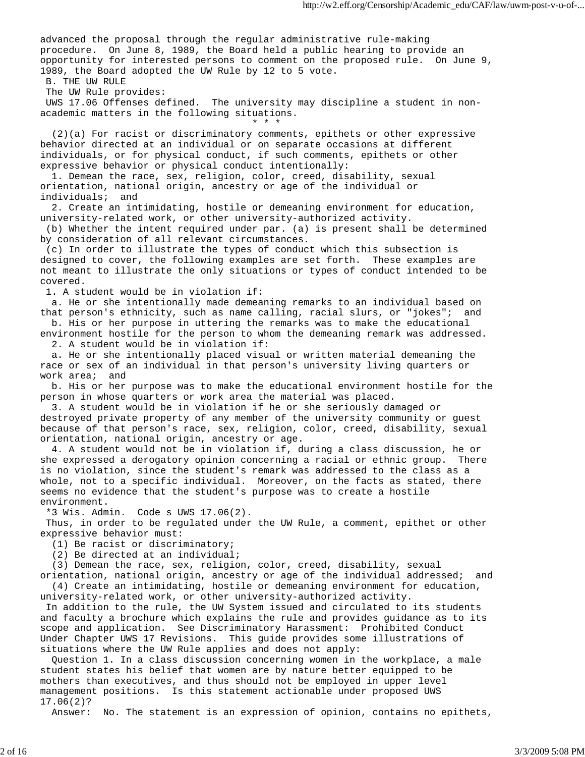advanced the proposal through the regular administrative rule-making procedure. On June 8, 1989, the Board held a public hearing to provide an opportunity for interested persons to comment on the proposed rule. On June 9, 1989, the Board adopted the UW Rule by 12 to 5 vote.

B. THE UW RULE

The UW Rule provides:

UWS 17.06 Offenses defined. The university may discipline a student in non-academic matters in the following situations.

* * *

(2)(a) For racist or discriminatory comments, epithets or other expressive behavior directed at an individual or on separate occasions at different individuals, or for physical conduct, if such comments, epithets or other expressive behavior or physical conduct intentionally:

1. Demean the race, sex, religion, color, creed, disability, sexual orientation, national origin, ancestry or age of the individual or individuals; and

2. Create an intimidating, hostile or demeaning environment for education, university-related work, or other university-authorized activity.

(b) Whether the intent required under par. (a) is present shall be determined by consideration of all relevant circumstances.

(c) In order to illustrate the types of conduct which this subsection is designed to cover, the following examples are set forth. These examples are not meant to illustrate the only situations or types of conduct intended to be covered.

1. A student would be in violation if:

a. He or she intentionally made demeaning remarks to an individual based on that person's ethnicity, such as name calling, racial slurs, or "jokes"; and

b. His or her purpose in uttering the remarks was to make the educational environment hostile for the person to whom the demeaning remark was addressed.

2. A student would be in violation if:

a. He or she intentionally placed visual or written material demeaning the race or sex of an individual in that person's university living quarters or work area; and

b. His or her purpose was to make the educational environment hostile for the person in whose quarters or work area the material was placed.

3. A student would be in violation if he or she seriously damaged or destroyed private property of any member of the university community or guest because of that person's race, sex, religion, color, creed, disability, sexual orientation, national origin, ancestry or age.

4. A student would not be in violation if, during a class discussion, he or she expressed a derogatory opinion concerning a racial or ethnic group. There is no violation, since the student's remark was addressed to the class as a whole, not to a specific individual. Moreover, on the facts as stated, there seems no evidence that the student's purpose was to create a hostile environment.

*3 Wis. Admin. Code s UWS 17.06(2).

Thus, in order to be regulated under the UW Rule, a comment, epithet or other expressive behavior must:

(1) Be racist or discriminatory;

(2) Be directed at an individual;

(3) Demean the race, sex, religion, color, creed, disability, sexual orientation, national origin, ancestry or age of the individual addressed; and

(4) Create an intimidating, hostile or demeaning environment for education, university-related work, or other university-authorized activity.

In addition to the rule, the UW System issued and circulated to its students and faculty a brochure which explains the rule and provides guidance as to its scope and application. See Discriminatory Harassment: Prohibited Conduct Under Chapter UWS 17 Revisions. This guide provides some illustrations of situations where the UW Rule applies and does not apply:

Question 1. In a class discussion concerning women in the workplace, a male student states his belief that women are by nature better equipped to be mothers than executives, and thus should not be employed in upper level management positions. Is this statement actionable under proposed UWS 17.06(2)?

Answer: No. The statement is an expression of opinion, contains no epithets,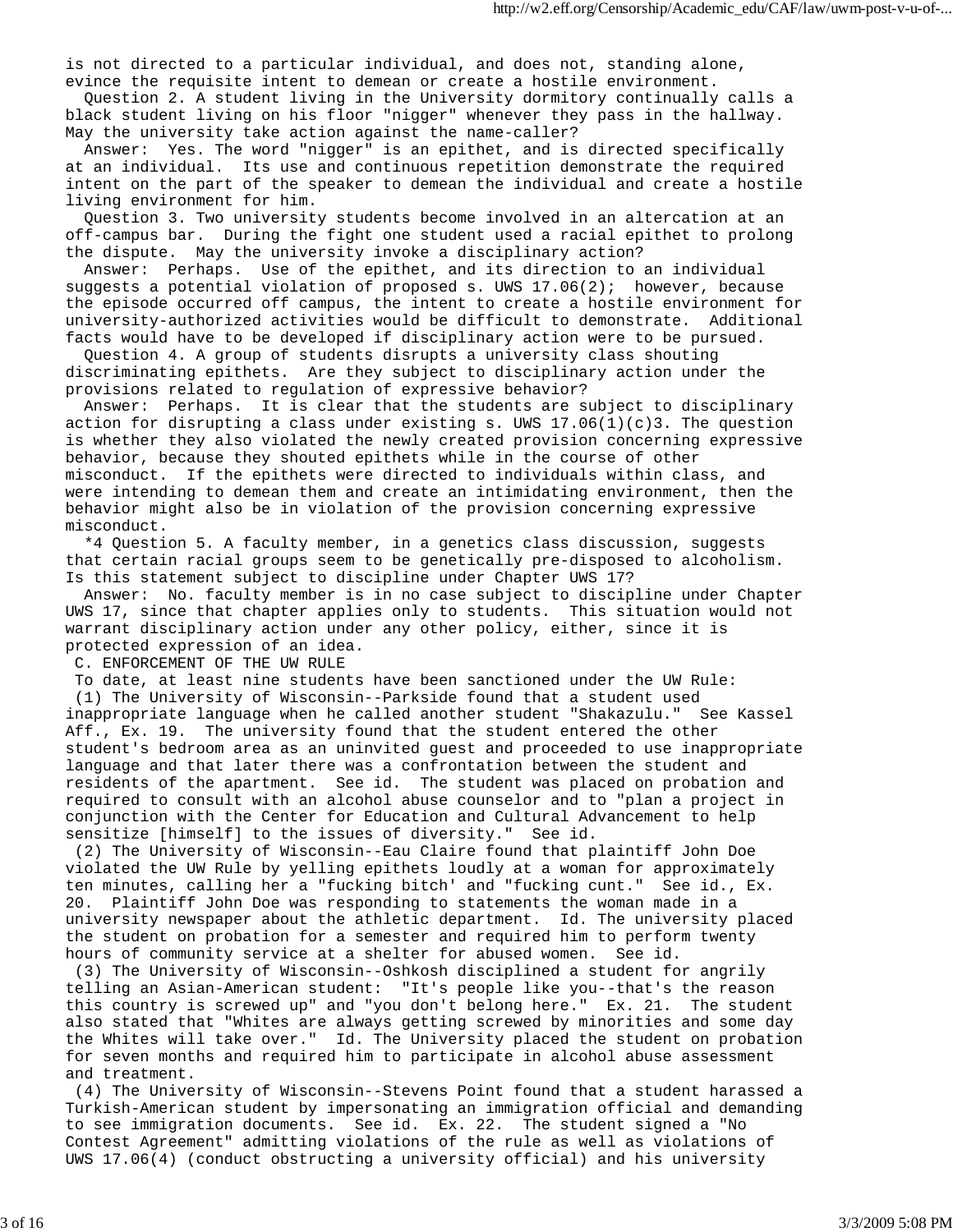is not directed to a particular individual, and does not, standing alone, evince the requisite intent to demean or create a hostile environment.

Question 2. A student living in the University dormitory continually calls a black student living on his floor "nigger" whenever they pass in the hallway. May the university take action against the name-caller?

Answer: Yes. The word "nigger" is an epithet, and is directed specifically at an individual. Its use and continuous repetition demonstrate the required intent on the part of the speaker to demean the individual and create a hostile living environment for him.

Question 3. Two university students become involved in an altercation at an off-campus bar. During the fight one student used a racial epithet to prolong the dispute. May the university invoke a disciplinary action?

Answer: Perhaps. Use of the epithet, and its direction to an individual suggests a potential violation of proposed s. UWS 17.06(2); however, because the episode occurred off campus, the intent to create a hostile environment for university-authorized activities would be difficult to demonstrate. Additional facts would have to be developed if disciplinary action were to be pursued.

Question 4. A group of students disrupts a university class shouting discriminating epithets. Are they subject to disciplinary action under the provisions related to regulation of expressive behavior?

Answer: Perhaps. It is clear that the students are subject to disciplinary action for disrupting a class under existing s. UWS 17.06(1)(c)3. The question is whether they also violated the newly created provision concerning expressive behavior, because they shouted epithets while in the course of other misconduct. If the epithets were directed to individuals within class, and were intending to demean them and create an intimidating environment, then the behavior might also be in violation of the provision concerning expressive misconduct.

*4 Question 5. A faculty member, in a genetics class discussion, suggests that certain racial groups seem to be genetically pre-disposed to alcoholism. Is this statement subject to discipline under Chapter UWS 17?

Answer: No. faculty member is in no case subject to discipline under Chapter UWS 17, since that chapter applies only to students. This situation would not warrant disciplinary action under any other policy, either, since it is protected expression of an idea.

C. ENFORCEMENT OF THE UW RULE

To date, at least nine students have been sanctioned under the UW Rule:

(1) The University of Wisconsin--Parkside found that a student used inappropriate language when he called another student "Shakazulu." See Kassel Aff., Ex. 19. The university found that the student entered the other student's bedroom area as an uninvited guest and proceeded to use inappropriate language and that later there was a confrontation between the student and residents of the apartment. See id. The student was placed on probation and required to consult with an alcohol abuse counselor and to "plan a project in conjunction with the Center for Education and Cultural Advancement to help sensitize [himself] to the issues of diversity." See id.

(2) The University of Wisconsin--Eau Claire found that plaintiff John Doe violated the UW Rule by yelling epithets loudly at a woman for approximately ten minutes, calling her a "fucking bitch' and "fucking cunt." See id., Ex. 20. Plaintiff John Doe was responding to statements the woman made in a university newspaper about the athletic department. Id. The university placed the student on probation for a semester and required him to perform twenty hours of community service at a shelter for abused women. See id.

(3) The University of Wisconsin--Oshkosh disciplined a student for angrily telling an Asian-American student: "It's people like you--that's the reason this country is screwed up" and "you don't belong here." Ex. 21. The student also stated that "Whites are always getting screwed by minorities and some day the Whites will take over." Id. The University placed the student on probation for seven months and required him to participate in alcohol abuse assessment and treatment.

(4) The University of Wisconsin--Stevens Point found that a student harassed a Turkish-American student by impersonating an immigration official and demanding to see immigration documents. See id. Ex. 22. The student signed a "No Contest Agreement" admitting violations of the rule as well as violations of UWS 17.06(4) (conduct obstructing a university official) and his university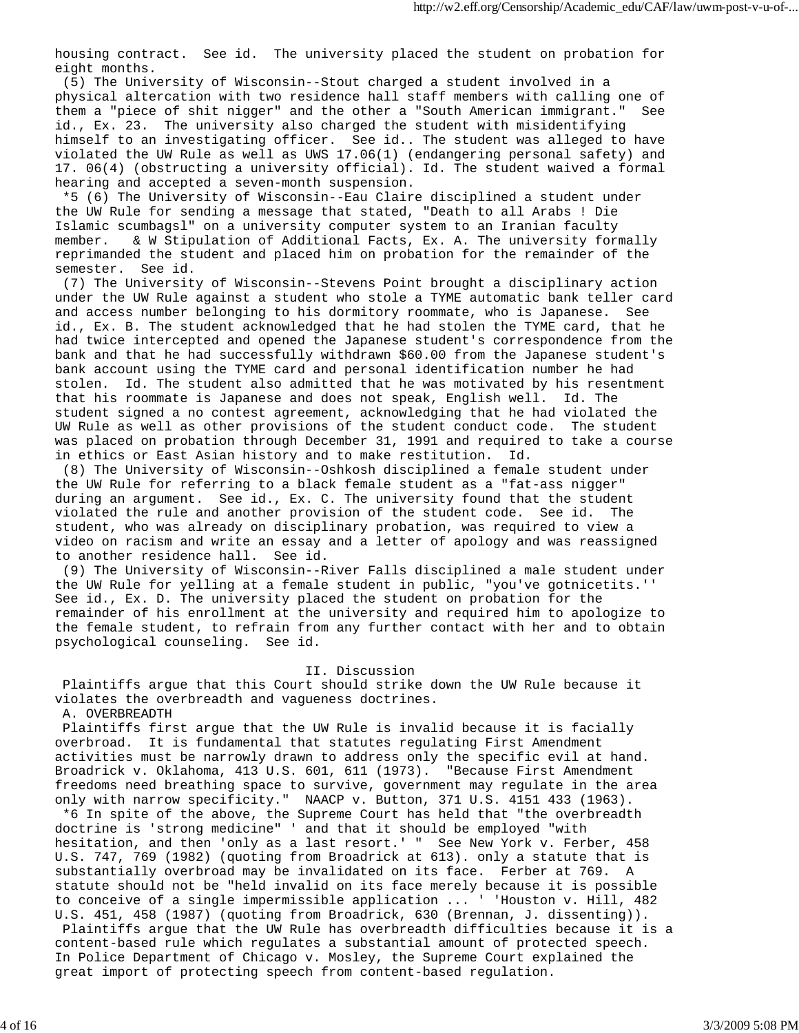housing contract. See id. The university placed the student on probation for eight months.

(5) The University of Wisconsin--Stout charged a student involved in a physical altercation with two residence hall staff members with calling one of them a "piece of shit nigger" and the other a "South American immigrant." See id., Ex. 23. The university also charged the student with misidentifying himself to an investigating officer. See id.. The student was alleged to have violated the UW Rule as well as UWS 17.06(1) (endangering personal safety) and 17. 06(4) (obstructing a university official). Id. The student waived a formal hearing and accepted a seven-month suspension.

*5 (6) The University of Wisconsin--Eau Claire disciplined a student under the UW Rule for sending a message that stated, "Death to all Arabs ! Die Islamic scumbagsl" on a university computer system to an Iranian faculty member. & W Stipulation of Additional Facts, Ex. A. The university formally reprimanded the student and placed him on probation for the remainder of the semester. See id.

(7) The University of Wisconsin--Stevens Point brought a disciplinary action under the UW Rule against a student who stole a TYME automatic bank teller card and access number belonging to his dormitory roommate, who is Japanese. See id., Ex. B. The student acknowledged that he had stolen the TYME card, that he had twice intercepted and opened the Japanese student's correspondence from the bank and that he had successfully withdrawn $60.00 from the Japanese student's bank account using the TYME card and personal identification number he had stolen. Id. The student also admitted that he was motivated by his resentment that his roommate is Japanese and does not speak, English well. Id. The student signed a no contest agreement, acknowledging that he had violated the UW Rule as well as other provisions of the student conduct code. The student was placed on probation through December 31, 1991 and required to take a course in ethics or East Asian history and to make restitution. Id.

(8) The University of Wisconsin--Oshkosh disciplined a female student under the UW Rule for referring to a black female student as a "fat-ass nigger" during an argument. See id., Ex. C. The university found that the student violated the rule and another provision of the student code. See id. The student, who was already on disciplinary probation, was required to view a video on racism and write an essay and a letter of apology and was reassigned to another residence hall. See id.

(9) The University of Wisconsin--River Falls disciplined a male student under the UW Rule for yelling at a female student in public, "you've gotnicetits.'' See id., Ex. D. The university placed the student on probation for the remainder of his enrollment at the university and required him to apologize to the female student, to refrain from any further contact with her and to obtain psychological counseling. See id.

## II. Discussion

Plaintiffs argue that this Court should strike down the UW Rule because it violates the overbreadth and vagueness doctrines.

### A. OVERBREADTH

Plaintiffs first argue that the UW Rule is invalid because it is facially overbroad. It is fundamental that statutes regulating First Amendment activities must be narrowly drawn to address only the specific evil at hand. Broadrick v. Oklahoma, 413 U.S. 601, 611 (1973). "Because First Amendment freedoms need breathing space to survive, government may regulate in the area only with narrow specificity." NAACP v. Button, 371 U.S. 4151 433 (1963).

*6 In spite of the above, the Supreme Court has held that "the overbreadth doctrine is 'strong medicine" ' and that it should be employed "with hesitation, and then 'only as a last resort.' " See New York v. Ferber, 458 U.S. 747, 769 (1982) (quoting from Broadrick at 613). only a statute that is substantially overbroad may be invalidated on its face. Ferber at 769. A statute should not be "held invalid on its face merely because it is possible to conceive of a single impermissible application ... ' 'Houston v. Hill, 482 U.S. 451, 458 (1987) (quoting from Broadrick, 630 (Brennan, J. dissenting)).

Plaintiffs argue that the UW Rule has overbreadth difficulties because it is a content-based rule which regulates a substantial amount of protected speech. In Police Department of Chicago v. Mosley, the Supreme Court explained the great import of protecting speech from content-based regulation.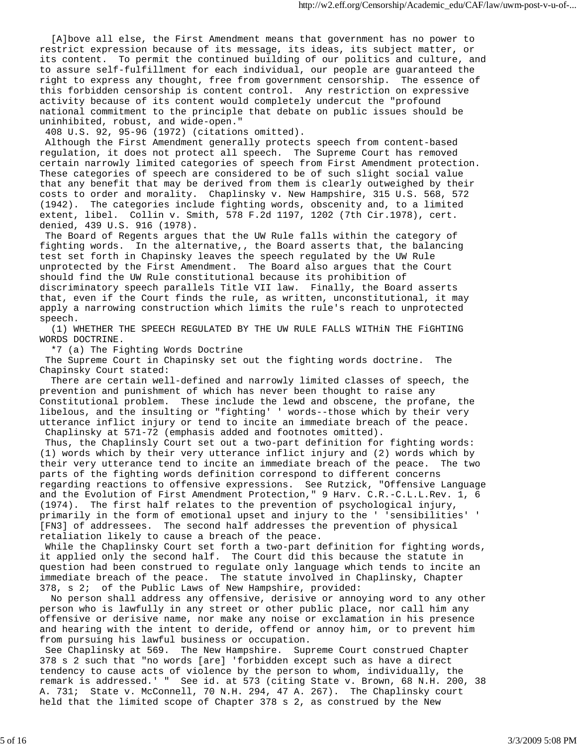[A]bove all else, the First Amendment means that government has no power to restrict expression because of its message, its ideas, its subject matter, or its content. To permit the continued building of our politics and culture, and to assure self-fulfillment for each individual, our people are guaranteed the right to express any thought, free from government censorship. The essence of this forbidden censorship is content control. Any restriction on expressive activity because of its content would completely undercut the "profound national commitment to the principle that debate on public issues should be uninhibited, robust, and wide-open."

408 U.S. 92, 95-96 (1972) (citations omitted).

Although the First Amendment generally protects speech from content-based regulation, it does not protect all speech. The Supreme Court has removed certain narrowly limited categories of speech from First Amendment protection. These categories of speech are considered to be of such slight social value that any benefit that may be derived from them is clearly outweighed by their costs to order and morality. Chaplinsky v. New Hampshire, 315 U.S. 568, 572 (1942). The categories include fighting words, obscenity and, to a limited extent, libel. Collin v. Smith, 578 F.2d 1197, 1202 (7th Cir.1978), cert. denied, 439 U.S. 916 (1978).

The Board of Regents argues that the UW Rule falls within the category of fighting words. In the alternative,, the Board asserts that, the balancing test set forth in Chapinsky leaves the speech regulated by the UW Rule unprotected by the First Amendment. The Board also argues that the Court should find the UW Rule constitutional because its prohibition of discriminatory speech parallels Title VII law. Finally, the Board asserts that, even if the Court finds the rule, as written, unconstitutional, it may apply a narrowing construction which limits the rule's reach to unprotected speech.

(1) WHETHER THE SPEECH REGULATED BY THE UW RULE FALLS WITHiN THE FiGHTING WORDS DOCTRINE.

*7 (a) The Fighting Words Doctrine

The Supreme Court in Chapinsky set out the fighting words doctrine. The Chapinsky Court stated:

There are certain well-defined and narrowly limited classes of speech, the prevention and punishment of which has never been thought to raise any Constitutional problem. These include the lewd and obscene, the profane, the libelous, and the insulting or "fighting' ' words--those which by their very utterance inflict injury or tend to incite an immediate breach of the peace.

Chaplinsky at 571-72 (emphasis added and footnotes omitted).

Thus, the Chaplinsly Court set out a two-part definition for fighting words: (1) words which by their very utterance inflict injury and (2) words which by their very utterance tend to incite an immediate breach of the peace. The two parts of the fighting words definition correspond to different concerns regarding reactions to offensive expressions. See Rutzick, "Offensive Language and the Evolution of First Amendment Protection," 9 Harv. C.R.-C.L.L.Rev. 1, 6 (1974). The first half relates to the prevention of psychological injury, primarily in the form of emotional upset and injury to the ' 'sensibilities' ' [FN3] of addressees. The second half addresses the prevention of physical retaliation likely to cause a breach of the peace.

While the Chaplinsky Court set forth a two-part definition for fighting words, it applied only the second half. The Court did this because the statute in question had been construed to regulate only language which tends to incite an immediate breach of the peace. The statute involved in Chaplinsky, Chapter 378, s 2; of the Public Laws of New Hampshire, provided:

No person shall address any offensive, derisive or annoying word to any other person who is lawfully in any street or other public place, nor call him any offensive or derisive name, nor make any noise or exclamation in his presence and hearing with the intent to deride, offend or annoy him, or to prevent him from pursuing his lawful business or occupation.

See Chaplinsky at 569. The New Hampshire. Supreme Court construed Chapter 378 s 2 such that "no words [are] 'forbidden except such as have a direct tendency to cause acts of violence by the person to whom, individually, the remark is addressed.' " See id. at 573 (citing State v. Brown, 68 N.H. 200, 38 A. 731; State v. McConnell, 70 N.H. 294, 47 A. 267). The Chaplinsky court held that the limited scope of Chapter 378 s 2, as construed by the New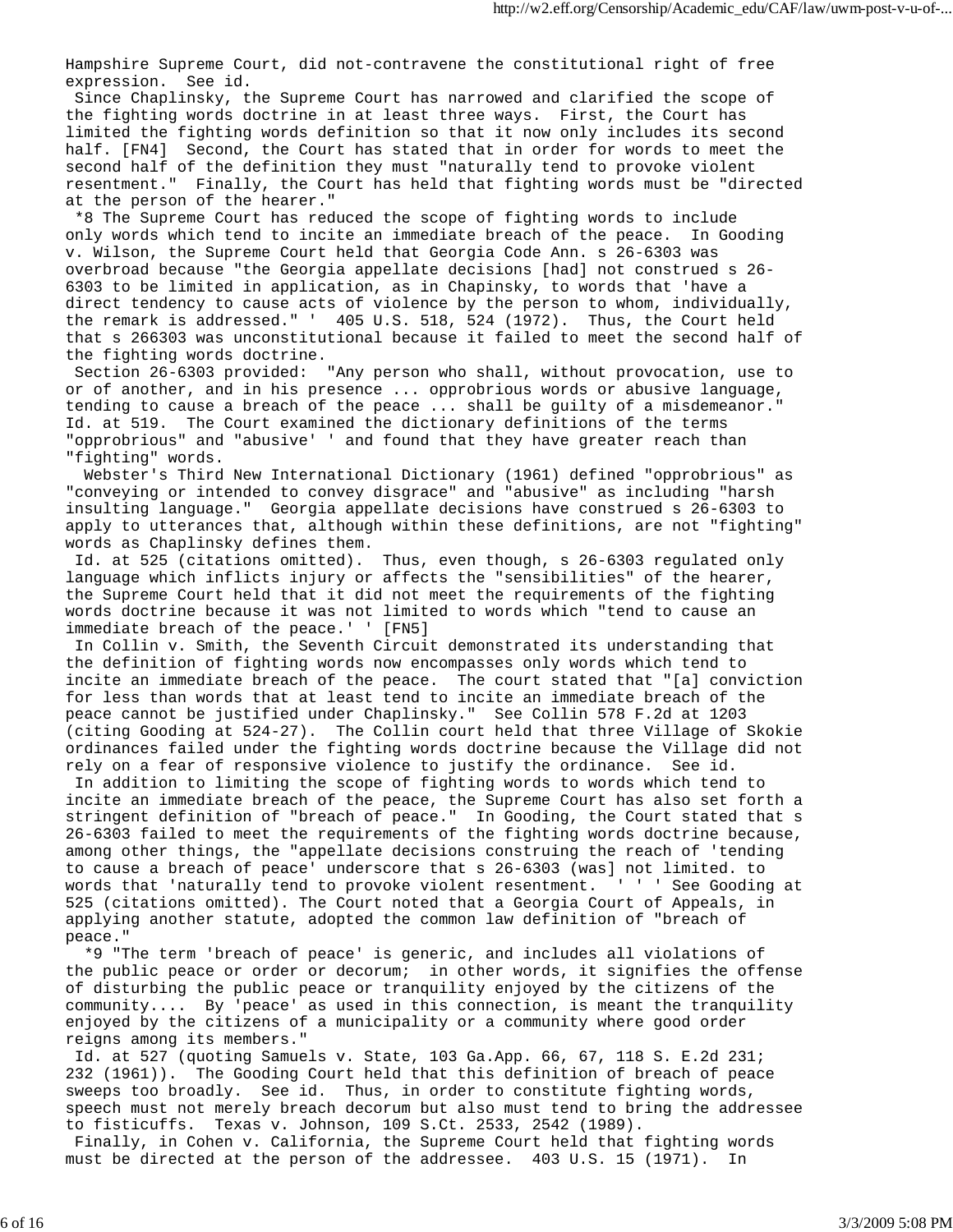Hampshire Supreme Court, did not-contravene the constitutional right of free expression. See id.

Since Chaplinsky, the Supreme Court has narrowed and clarified the scope of the fighting words doctrine in at least three ways. First, the Court has limited the fighting words definition so that it now only includes its second half. [FN4] Second, the Court has stated that in order for words to meet the second half of the definition they must "naturally tend to provoke violent resentment." Finally, the Court has held that fighting words must be "directed at the person of the hearer."

*8 The Supreme Court has reduced the scope of fighting words to include only words which tend to incite an immediate breach of the peace. In Gooding v. Wilson, the Supreme Court held that Georgia Code Ann. s 26-6303 was overbroad because "the Georgia appellate decisions [had] not construed s 26-6303 to be limited in application, as in Chapinsky, to words that 'have a direct tendency to cause acts of violence by the person to whom, individually, the remark is addressed." ' 405 U.S. 518, 524 (1972). Thus, the Court held that s 266303 was unconstitutional because it failed to meet the second half of the fighting words doctrine.

Section 26-6303 provided: "Any person who shall, without provocation, use to or of another, and in his presence ... opprobrious words or abusive language, tending to cause a breach of the peace ... shall be guilty of a misdemeanor." Id. at 519. The Court examined the dictionary definitions of the terms "opprobrious" and "abusive' ' and found that they have greater reach than "fighting" words.

Webster's Third New International Dictionary (1961) defined "opprobrious" as "conveying or intended to convey disgrace" and "abusive" as including "harsh insulting language." Georgia appellate decisions have construed s 26-6303 to apply to utterances that, although within these definitions, are not "fighting" words as Chaplinsky defines them.

Id. at 525 (citations omitted). Thus, even though, s 26-6303 regulated only language which inflicts injury or affects the "sensibilities" of the hearer, the Supreme Court held that it did not meet the requirements of the fighting words doctrine because it was not limited to words which "tend to cause an immediate breach of the peace.' ' [FN5]

In Collin v. Smith, the Seventh Circuit demonstrated its understanding that the definition of fighting words now encompasses only words which tend to incite an immediate breach of the peace. The court stated that "[a] conviction for less than words that at least tend to incite an immediate breach of the peace cannot be justified under Chaplinsky." See Collin 578 F.2d at 1203 (citing Gooding at 524-27). The Collin court held that three Village of Skokie ordinances failed under the fighting words doctrine because the Village did not rely on a fear of responsive violence to justify the ordinance. See id.

In addition to limiting the scope of fighting words to words which tend to incite an immediate breach of the peace, the Supreme Court has also set forth a stringent definition of "breach of peace." In Gooding, the Court stated that s 26-6303 failed to meet the requirements of the fighting words doctrine because, among other things, the "appellate decisions construing the reach of 'tending to cause a breach of peace' underscore that s 26-6303 (was] not limited. to words that 'naturally tend to provoke violent resentment. ' ' ' See Gooding at 525 (citations omitted). The Court noted that a Georgia Court of Appeals, in applying another statute, adopted the common law definition of "breach of peace."

*9 "The term 'breach of peace' is generic, and includes all violations of the public peace or order or decorum; in other words, it signifies the offense of disturbing the public peace or tranquility enjoyed by the citizens of the community.... By 'peace' as used in this connection, is meant the tranquility enjoyed by the citizens of a municipality or a community where good order reigns among its members."

Id. at 527 (quoting Samuels v. State, 103 Ga.App. 66, 67, 118 S. E.2d 231; 232 (1961)). The Gooding Court held that this definition of breach of peace sweeps too broadly. See id. Thus, in order to constitute fighting words, speech must not merely breach decorum but also must tend to bring the addressee to fisticuffs. Texas v. Johnson, 109 S.Ct. 2533, 2542 (1989).

Finally, in Cohen v. California, the Supreme Court held that fighting words must be directed at the person of the addressee. 403 U.S. 15 (1971). In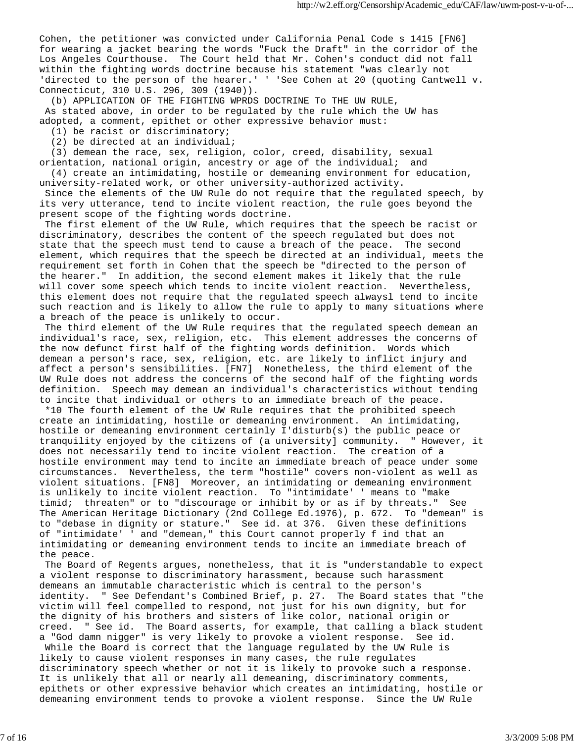Cohen, the petitioner was convicted under California Penal Code s 1415 [FN6] for wearing a jacket bearing the words "Fuck the Draft" in the corridor of the Los Angeles Courthouse. The Court held that Mr. Cohen's conduct did not fall within the fighting words doctrine because his statement "was clearly not 'directed to the person of the hearer.' ' 'See Cohen at 20 (quoting Cantwell v. Connecticut, 310 U.S. 296, 309 (1940)).

(b) APPLICATION OF THE FIGHTING WPRDS DOCTRINE To THE UW RULE,

As stated above, in order to be regulated by the rule which the UW has adopted, a comment, epithet or other expressive behavior must:

(1) be racist or discriminatory;

(2) be directed at an individual;

(3) demean the race, sex, religion, color, creed, disability, sexual orientation, national origin, ancestry or age of the individual; and

(4) create an intimidating, hostile or demeaning environment for education, university-related work, or other university-authorized activity.

Since the elements of the UW Rule do not require that the regulated speech, by its very utterance, tend to incite violent reaction, the rule goes beyond the present scope of the fighting words doctrine.

The first element of the UW Rule, which requires that the speech be racist or discriminatory, describes the content of the speech regulated but does not state that the speech must tend to cause a breach of the peace. The second element, which requires that the speech be directed at an individual, meets the requirement set forth in Cohen that the speech be "directed to the person of the hearer." In addition, the second element makes it likely that the rule will cover some speech which tends to incite violent reaction. Nevertheless, this element does not require that the regulated speech alwaysl tend to incite such reaction and is likely to allow the rule to apply to many situations where a breach of the peace is unlikely to occur.

The third element of the UW Rule requires that the regulated speech demean an individual's race, sex, religion, etc. This element addresses the concerns of the now defunct first half of the fighting words definition. Words which demean a person's race, sex, religion, etc. are likely to inflict injury and affect a person's sensibilities. [FN7] Nonetheless, the third element of the UW Rule does not address the concerns of the second half of the fighting words definition. Speech may demean an individual's characteristics without tending to incite that individual or others to an immediate breach of the peace.

*10 The fourth element of the UW Rule requires that the prohibited speech create an intimidating, hostile or demeaning environment. An intimidating, hostile or demeaning environment certainly I'disturb(s) the public peace or tranquility enjoyed by the citizens of (a university] community. " However, it does not necessarily tend to incite violent reaction. The creation of a hostile environment may tend to incite an immediate breach of peace under some circumstances. Nevertheless, the term "hostile" covers non-violent as well as violent situations. [FN8] Moreover, an intimidating or demeaning environment is unlikely to incite violent reaction. To "intimidate' ' means to "make timid; threaten" or to "discourage or inhibit by or as if by threats." See The American Heritage Dictionary (2nd College Ed.1976), p. 672. To "demean" is to "debase in dignity or stature." See id. at 376. Given these definitions of "intimidate' ' and "demean," this Court cannot properly f ind that an intimidating or demeaning environment tends to incite an immediate breach of the peace.

The Board of Regents argues, nonetheless, that it is "understandable to expect a violent response to discriminatory harassment, because such harassment demeans an immutable characteristic which is central to the person's identity. " See Defendant's Combined Brief, p. 27. The Board states that "the victim will feel compelled to respond, not just for his own dignity, but for the dignity of his brothers and sisters of like color, national origin or creed. " See id. The Board asserts, for example, that calling a black student a "God damn nigger" is very likely to provoke a violent response. See id.

While the Board is correct that the language regulated by the UW Rule is likely to cause violent responses in many cases, the rule regulates discriminatory speech whether or not it is likely to provoke such a response. It is unlikely that all or nearly all demeaning, discriminatory comments, epithets or other expressive behavior which creates an intimidating, hostile or demeaning environment tends to provoke a violent response. Since the UW Rule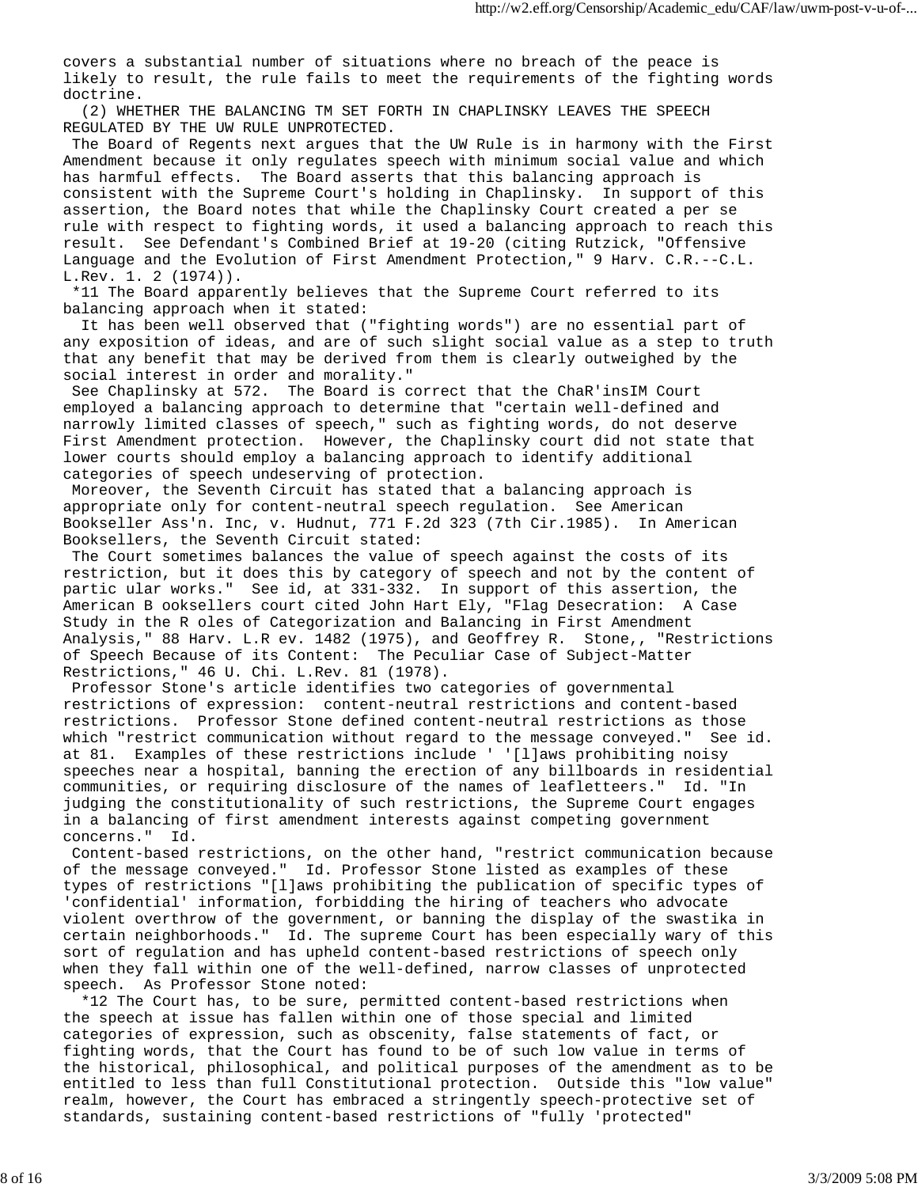covers a substantial number of situations where no breach of the peace is likely to result, the rule fails to meet the requirements of the fighting words doctrine.

(2) WHETHER THE BALANCING TM SET FORTH IN CHAPLINSKY LEAVES THE SPEECH REGULATED BY THE UW RULE UNPROTECTED.

The Board of Regents next argues that the UW Rule is in harmony with the First Amendment because it only regulates speech with minimum social value and which has harmful effects. The Board asserts that this balancing approach is consistent with the Supreme Court's holding in Chaplinsky. In support of this assertion, the Board notes that while the Chaplinsky Court created a per se rule with respect to fighting words, it used a balancing approach to reach this result. See Defendant's Combined Brief at 19-20 (citing Rutzick, "Offensive Language and the Evolution of First Amendment Protection," 9 Harv. C.R.--C.L. L.Rev. 1. 2 (1974)).

*11 The Board apparently believes that the Supreme Court referred to its balancing approach when it stated:

It has been well observed that ("fighting words") are no essential part of any exposition of ideas, and are of such slight social value as a step to truth that any benefit that may be derived from them is clearly outweighed by the social interest in order and morality."

See Chaplinsky at 572. The Board is correct that the ChaR'insIM Court employed a balancing approach to determine that "certain well-defined and narrowly limited classes of speech," such as fighting words, do not deserve First Amendment protection. However, the Chaplinsky court did not state that lower courts should employ a balancing approach to identify additional categories of speech undeserving of protection.

Moreover, the Seventh Circuit has stated that a balancing approach is appropriate only for content-neutral speech regulation. See American Bookseller Ass'n. Inc, v. Hudnut, 771 F.2d 323 (7th Cir.1985). In American Booksellers, the Seventh Circuit stated:

The Court sometimes balances the value of speech against the costs of its restriction, but it does this by category of speech and not by the content of partic ular works." See id, at 331-332. In support of this assertion, the American B ooksellers court cited John Hart Ely, "Flag Desecration: A Case Study in the R oles of Categorization and Balancing in First Amendment Analysis," 88 Harv. L.R ev. 1482 (1975), and Geoffrey R. Stone,, "Restrictions of Speech Because of its Content: The Peculiar Case of Subject-Matter Restrictions," 46 U. Chi. L.Rev. 81 (1978).

Professor Stone's article identifies two categories of governmental restrictions of expression: content-neutral restrictions and content-based restrictions. Professor Stone defined content-neutral restrictions as those which "restrict communication without regard to the message conveyed." See id. at 81. Examples of these restrictions include ' '[l]aws prohibiting noisy speeches near a hospital, banning the erection of any billboards in residential communities, or requiring disclosure of the names of leafletteers." Id. "In judging the constitutionality of such restrictions, the Supreme Court engages in a balancing of first amendment interests against competing government concerns." Id.

Content-based restrictions, on the other hand, "restrict communication because of the message conveyed." Id. Professor Stone listed as examples of these types of restrictions "[l]aws prohibiting the publication of specific types of 'confidential' information, forbidding the hiring of teachers who advocate violent overthrow of the government, or banning the display of the swastika in certain neighborhoods." Id. The supreme Court has been especially wary of this sort of regulation and has upheld content-based restrictions of speech only when they fall within one of the well-defined, narrow classes of unprotected speech. As Professor Stone noted:

*12 The Court has, to be sure, permitted content-based restrictions when the speech at issue has fallen within one of those special and limited categories of expression, such as obscenity, false statements of fact, or fighting words, that the Court has found to be of such low value in terms of the historical, philosophical, and political purposes of the amendment as to be entitled to less than full Constitutional protection. Outside this "low value" realm, however, the Court has embraced a stringently speech-protective set of standards, sustaining content-based restrictions of "fully 'protected"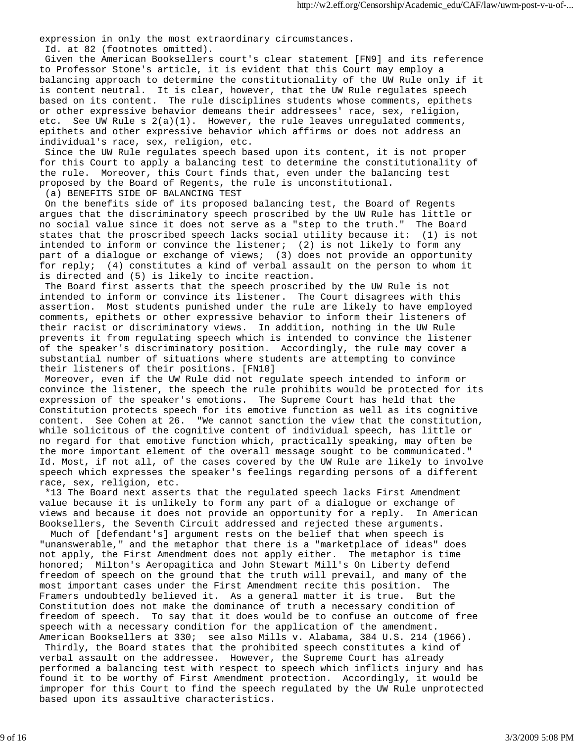expression in only the most extraordinary circumstances.

Id. at 82 (footnotes omitted).

Given the American Booksellers court's clear statement [FN9] and its reference to Professor Stone's article, it is evident that this Court may employ a balancing approach to determine the constitutionality of the UW Rule only if it is content neutral. It is clear, however, that the UW Rule regulates speech based on its content. The rule disciplines students whose comments, epithets or other expressive behavior demeans their addressees' race, sex, religion, etc. See UW Rule s 2(a)(1). However, the rule leaves unregulated comments, epithets and other expressive behavior which affirms or does not address an individual's race, sex, religion, etc.

Since the UW Rule regulates speech based upon its content, it is not proper for this Court to apply a balancing test to determine the constitutionality of the rule. Moreover, this Court finds that, even under the balancing test proposed by the Board of Regents, the rule is unconstitutional.

(a) BENEFITS SIDE OF BALANCING TEST

On the benefits side of its proposed balancing test, the Board of Regents argues that the discriminatory speech proscribed by the UW Rule has little or no social value since it does not serve as a "step to the truth." The Board states that the proscribed speech lacks social utility because it: (1) is not intended to inform or convince the listener; (2) is not likely to form any part of a dialogue or exchange of views; (3) does not provide an opportunity for reply; (4) constitutes a kind of verbal assault on the person to whom it is directed and (5) is likely to incite reaction.

The Board first asserts that the speech proscribed by the UW Rule is not intended to inform or convince its listener. The Court disagrees with this assertion. Most students punished under the rule are likely to have employed comments, epithets or other expressive behavior to inform their listeners of their racist or discriminatory views. In addition, nothing in the UW Rule prevents it from regulating speech which is intended to convince the listener of the speaker's discriminatory position. Accordingly, the rule may cover a substantial number of situations where students are attempting to convince their listeners of their positions. [FN10]

Moreover, even if the UW Rule did not regulate speech intended to inform or convince the listener, the speech the rule prohibits would be protected for its expression of the speaker's emotions. The Supreme Court has held that the Constitution protects speech for its emotive function as well as its cognitive content. See Cohen at 26. "We cannot sanction the view that the constitution, while solicitous of the cognitive content of individual speech, has little or no regard for that emotive function which, practically speaking, may often be the more important element of the overall message sought to be communicated." Id. Most, if not all, of the cases covered by the UW Rule are likely to involve speech which expresses the speaker's feelings regarding persons of a different race, sex, religion, etc.

*13 The Board next asserts that the regulated speech lacks First Amendment value because it is unlikely to form any part of a dialogue or exchange of views and because it does not provide an opportunity for a reply. In American Booksellers, the Seventh Circuit addressed and rejected these arguments.

Much of [defendant's] argument rests on the belief that when speech is "unanswerable," and the metaphor that there is a "marketplace of ideas" does not apply, the First Amendment does not apply either. The metaphor is time honored; Milton's Aeropagitica and John Stewart Mill's On Liberty defend freedom of speech on the ground that the truth will prevail, and many of the most important cases under the First Amendment recite this position. The Framers undoubtedly believed it. As a general matter it is true. But the Constitution does not make the dominance of truth a necessary condition of freedom of speech. To say that it does would be to confuse an outcome of free speech with a necessary condition for the application of the amendment.

American Booksellers at 330; see also Mills v. Alabama, 384 U.S. 214 (1966).

Thirdly, the Board states that the prohibited speech constitutes a kind of verbal assault on the addressee. However, the Supreme Court has already performed a balancing test with respect to speech which inflicts injury and has found it to be worthy of First Amendment protection. Accordingly, it would be improper for this Court to find the speech regulated by the UW Rule unprotected based upon its assaultive characteristics.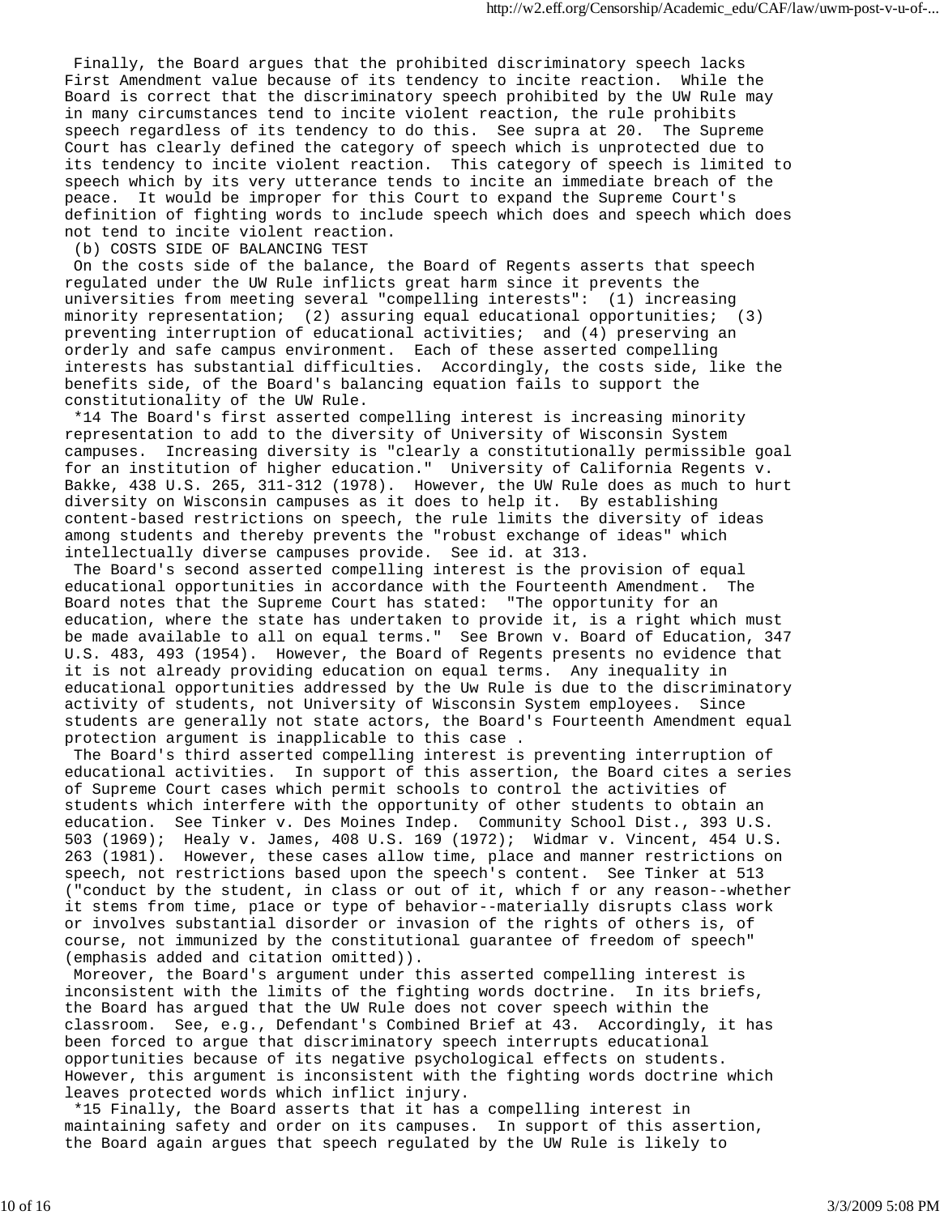Finally, the Board argues that the prohibited discriminatory speech lacks First Amendment value because of its tendency to incite reaction. While the Board is correct that the discriminatory speech prohibited by the UW Rule may in many circumstances tend to incite violent reaction, the rule prohibits speech regardless of its tendency to do this. See supra at 20. The Supreme Court has clearly defined the category of speech which is unprotected due to its tendency to incite violent reaction. This category of speech is limited to speech which by its very utterance tends to incite an immediate breach of the peace. It would be improper for this Court to expand the Supreme Court's definition of fighting words to include speech which does and speech which does not tend to incite violent reaction.

(b) COSTS SIDE OF BALANCING TEST

On the costs side of the balance, the Board of Regents asserts that speech regulated under the UW Rule inflicts great harm since it prevents the universities from meeting several "compelling interests": (1) increasing minority representation; (2) assuring equal educational opportunities; (3) preventing interruption of educational activities; and (4) preserving an orderly and safe campus environment. Each of these asserted compelling interests has substantial difficulties. Accordingly, the costs side, like the benefits side, of the Board's balancing equation fails to support the constitutionality of the UW Rule.

*14 The Board's first asserted compelling interest is increasing minority representation to add to the diversity of University of Wisconsin System campuses. Increasing diversity is "clearly a constitutionally permissible goal for an institution of higher education." University of California Regents v. Bakke, 438 U.S. 265, 311-312 (1978). However, the UW Rule does as much to hurt diversity on Wisconsin campuses as it does to help it. By establishing content-based restrictions on speech, the rule limits the diversity of ideas among students and thereby prevents the "robust exchange of ideas" which intellectually diverse campuses provide. See id. at 313.

The Board's second asserted compelling interest is the provision of equal educational opportunities in accordance with the Fourteenth Amendment. The Board notes that the Supreme Court has stated: "The opportunity for an education, where the state has undertaken to provide it, is a right which must be made available to all on equal terms." See Brown v. Board of Education, 347 U.S. 483, 493 (1954). However, the Board of Regents presents no evidence that it is not already providing education on equal terms. Any inequality in educational opportunities addressed by the Uw Rule is due to the discriminatory activity of students, not University of Wisconsin System employees. Since students are generally not state actors, the Board's Fourteenth Amendment equal protection argument is inapplicable to this case .

The Board's third asserted compelling interest is preventing interruption of educational activities. In support of this assertion, the Board cites a series of Supreme Court cases which permit schools to control the activities of students which interfere with the opportunity of other students to obtain an education. See Tinker v. Des Moines Indep. Community School Dist., 393 U.S. 503 (1969); Healy v. James, 408 U.S. 169 (1972); Widmar v. Vincent, 454 U.S. 263 (1981). However, these cases allow time, place and manner restrictions on speech, not restrictions based upon the speech's content. See Tinker at 513 ("conduct by the student, in class or out of it, which f or any reason--whether it stems from time, p1ace or type of behavior--materially disrupts class work or involves substantial disorder or invasion of the rights of others is, of course, not immunized by the constitutional guarantee of freedom of speech" (emphasis added and citation omitted)).

Moreover, the Board's argument under this asserted compelling interest is inconsistent with the limits of the fighting words doctrine. In its briefs, the Board has argued that the UW Rule does not cover speech within the classroom. See, e.g., Defendant's Combined Brief at 43. Accordingly, it has been forced to argue that discriminatory speech interrupts educational opportunities because of its negative psychological effects on students. However, this argument is inconsistent with the fighting words doctrine which leaves protected words which inflict injury.

*15 Finally, the Board asserts that it has a compelling interest in maintaining safety and order on its campuses. In support of this assertion, the Board again argues that speech regulated by the UW Rule is likely to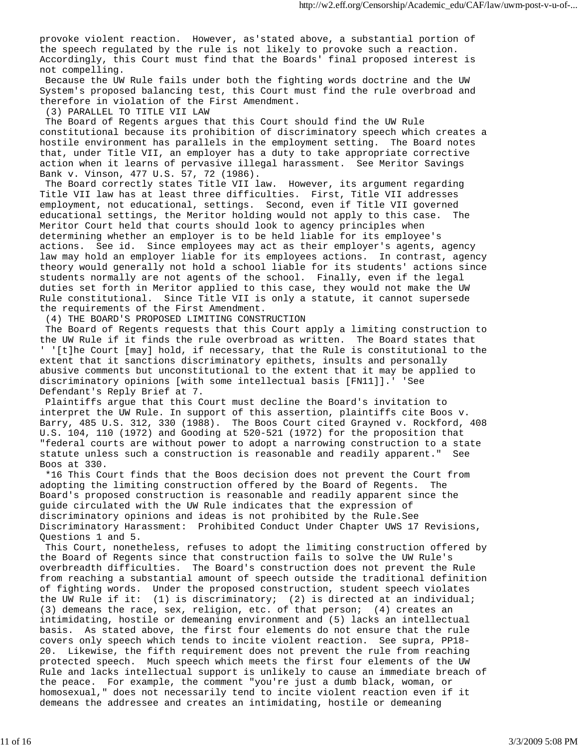provoke violent reaction. However, as'stated above, a substantial portion of the speech regulated by the rule is not likely to provoke such a reaction. Accordingly, this Court must find that the Boards' final proposed interest is not compelling.

Because the UW Rule fails under both the fighting words doctrine and the UW System's proposed balancing test, this Court must find the rule overbroad and therefore in violation of the First Amendment.

(3) PARALLEL TO TITLE VII LAW

The Board of Regents argues that this Court should find the UW Rule constitutional because its prohibition of discriminatory speech which creates a hostile environment has parallels in the employment setting. The Board notes that, under Title VII, an employer has a duty to take appropriate corrective action when it learns of pervasive illegal harassment. See Meritor Savings Bank v. Vinson, 477 U.S. 57, 72 (1986).

The Board correctly states Title VII law. However, its argument regarding Title VII law has at least three difficulties. First, Title VII addresses employment, not educational, settings. Second, even if Title VII governed educational settings, the Meritor holding would not apply to this case. The Meritor Court held that courts should look to agency principles when determining whether an employer is to be held liable for its employee's actions. See id. Since employees may act as their employer's agents, agency law may hold an employer liable for its employees actions. In contrast, agency theory would generally not hold a school liable for its students' actions since students normally are not agents of the school. Finally, even if the legal duties set forth in Meritor applied to this case, they would not make the UW Rule constitutional. Since Title VII is only a statute, it cannot supersede the requirements of the First Amendment.

(4) THE BOARD'S PROPOSED LIMITING CONSTRUCTION

The Board of Regents requests that this Court apply a limiting construction to the UW Rule if it finds the rule overbroad as written. The Board states that ' '[t]he Court [may] hold, if necessary, that the Rule is constitutional to the extent that it sanctions discriminatory epithets, insults and personally abusive comments but unconstitutional to the extent that it may be applied to discriminatory opinions [with some intellectual basis [FN11]].' 'See Defendant's Reply Brief at 7.

Plaintiffs argue that this Court must decline the Board's invitation to interpret the UW Rule. In support of this assertion, plaintiffs cite Boos v. Barry, 485 U.S. 312, 330 (1988). The Boos Court cited Grayned v. Rockford, 408 U.S. 104, 110 (1972) and Gooding at 520-521 (1972) for the proposition that "federal courts are without power to adopt a narrowing construction to a state statute unless such a construction is reasonable and readily apparent." See Boos at 330.

*16 This Court finds that the Boos decision does not prevent the Court from adopting the limiting construction offered by the Board of Regents. The Board's proposed construction is reasonable and readily apparent since the guide circulated with the UW Rule indicates that the expression of discriminatory opinions and ideas is not prohibited by the Rule.See Discriminatory Harassment: Prohibited Conduct Under Chapter UWS 17 Revisions, Questions 1 and 5.

This Court, nonetheless, refuses to adopt the limiting construction offered by the Board of Regents since that construction fails to solve the UW Rule's overbreadth difficulties. The Board's construction does not prevent the Rule from reaching a substantial amount of speech outside the traditional definition of fighting words. Under the proposed construction, student speech violates the UW Rule if it: (1) is discriminatory; (2) is directed at an individual; (3) demeans the race, sex, religion, etc. of that person; (4) creates an intimidating, hostile or demeaning environment and (5) lacks an intellectual basis. As stated above, the first four elements do not ensure that the rule covers only speech which tends to incite violent reaction. See supra, PP18-20. Likewise, the fifth requirement does not prevent the rule from reaching protected speech. Much speech which meets the first four elements of the UW Rule and lacks intellectual support is unlikely to cause an immediate breach of the peace. For example, the comment "you're just a dumb black, woman, or homosexual," does not necessarily tend to incite violent reaction even if it demeans the addressee and creates an intimidating, hostile or demeaning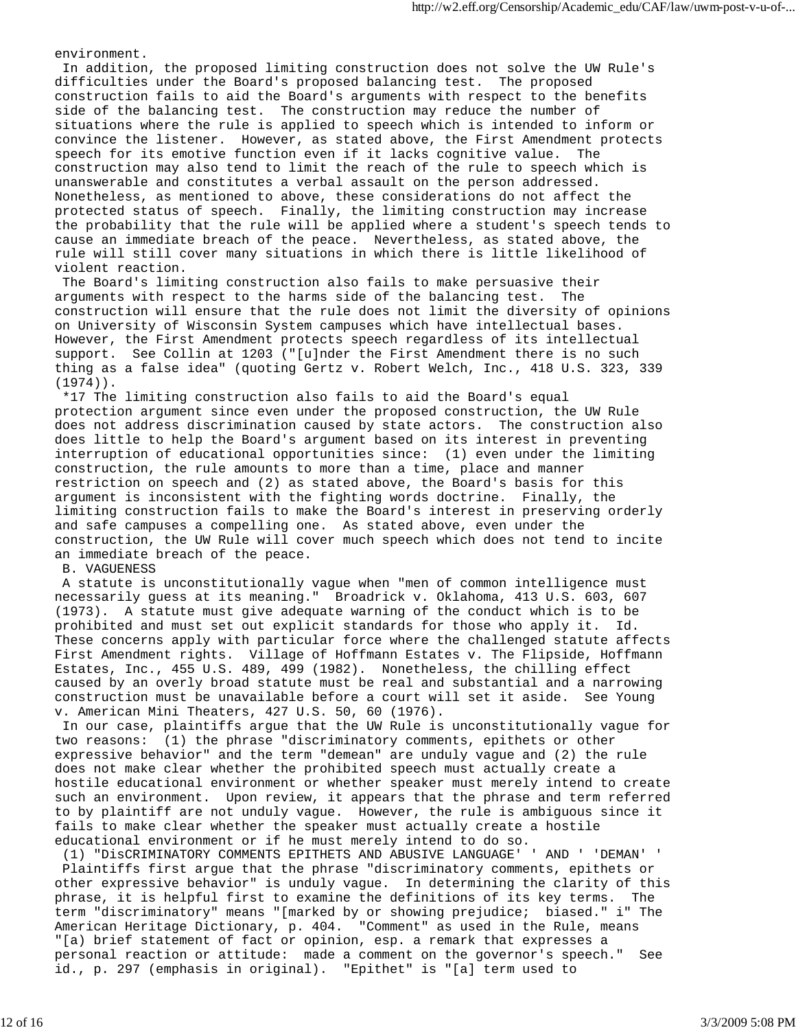environment.

In addition, the proposed limiting construction does not solve the UW Rule's difficulties under the Board's proposed balancing test. The proposed construction fails to aid the Board's arguments with respect to the benefits side of the balancing test. The construction may reduce the number of situations where the rule is applied to speech which is intended to inform or convince the listener. However, as stated above, the First Amendment protects speech for its emotive function even if it lacks cognitive value. The construction may also tend to limit the reach of the rule to speech which is unanswerable and constitutes a verbal assault on the person addressed. Nonetheless, as mentioned to above, these considerations do not affect the protected status of speech. Finally, the limiting construction may increase the probability that the rule will be applied where a student's speech tends to cause an immediate breach of the peace. Nevertheless, as stated above, the rule will still cover many situations in which there is little likelihood of violent reaction.

The Board's limiting construction also fails to make persuasive their arguments with respect to the harms side of the balancing test. The construction will ensure that the rule does not limit the diversity of opinions on University of Wisconsin System campuses which have intellectual bases. However, the First Amendment protects speech regardless of its intellectual support. See Collin at 1203 ("[u]nder the First Amendment there is no such thing as a false idea" (quoting Gertz v. Robert Welch, Inc., 418 U.S. 323, 339 (1974)).

*17 The limiting construction also fails to aid the Board's equal protection argument since even under the proposed construction, the UW Rule does not address discrimination caused by state actors. The construction also does little to help the Board's argument based on its interest in preventing interruption of educational opportunities since: (1) even under the limiting construction, the rule amounts to more than a time, place and manner restriction on speech and (2) as stated above, the Board's basis for this argument is inconsistent with the fighting words doctrine. Finally, the limiting construction fails to make the Board's interest in preserving orderly and safe campuses a compelling one. As stated above, even under the construction, the UW Rule will cover much speech which does not tend to incite an immediate breach of the peace.

B. VAGUENESS

A statute is unconstitutionally vague when "men of common intelligence must necessarily guess at its meaning." Broadrick v. Oklahoma, 413 U.S. 603, 607 (1973). A statute must give adequate warning of the conduct which is to be prohibited and must set out explicit standards for those who apply it. Id. These concerns apply with particular force where the challenged statute affects First Amendment rights. Village of Hoffmann Estates v. The Flipside, Hoffmann Estates, Inc., 455 U.S. 489, 499 (1982). Nonetheless, the chilling effect caused by an overly broad statute must be real and substantial and a narrowing construction must be unavailable before a court will set it aside. See Young v. American Mini Theaters, 427 U.S. 50, 60 (1976).

In our case, plaintiffs argue that the UW Rule is unconstitutionally vague for two reasons: (1) the phrase "discriminatory comments, epithets or other expressive behavior" and the term "demean" are unduly vague and (2) the rule does not make clear whether the prohibited speech must actually create a hostile educational environment or whether speaker must merely intend to create such an environment. Upon review, it appears that the phrase and term referred to by plaintiff are not unduly vague. However, the rule is ambiguous since it fails to make clear whether the speaker must actually create a hostile educational environment or if he must merely intend to do so.

(1) "DisCRIMINATORY COMMENTS EPITHETS AND ABUSIVE LANGUAGE' ' AND ' 'DEMAN' '

Plaintiffs first argue that the phrase "discriminatory comments, epithets or other expressive behavior" is unduly vague. In determining the clarity of this phrase, it is helpful first to examine the definitions of its key terms. The term "discriminatory" means "[marked by or showing prejudice; biased." i" The American Heritage Dictionary, p. 404. "Comment" as used in the Rule, means "[a) brief statement of fact or opinion, esp. a remark that expresses a personal reaction or attitude: made a comment on the governor's speech." See id., p. 297 (emphasis in original). "Epithet" is "[a] term used to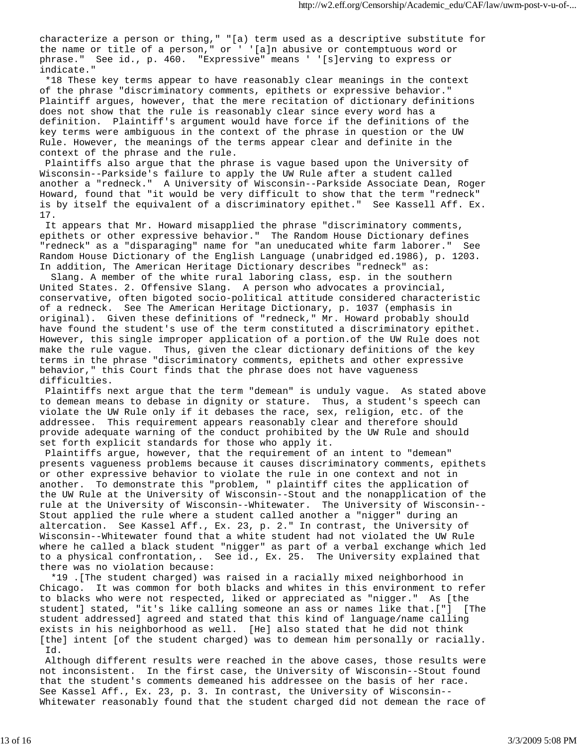characterize a person or thing," "[a) term used as a descriptive substitute for the name or title of a person," or ' '[a]n abusive or contemptuous word or phrase." See id., p. 460. "Expressive" means ' '[s]erving to express or indicate."

*18 These key terms appear to have reasonably clear meanings in the context of the phrase "discriminatory comments, epithets or expressive behavior." Plaintiff argues, however, that the mere recitation of dictionary definitions does not show that the rule is reasonably clear since every word has a definition. Plaintiff's argument would have force if the definitions of the key terms were ambiguous in the context of the phrase in question or the UW Rule. However, the meanings of the terms appear clear and definite in the context of the phrase and the rule.

Plaintiffs also argue that the phrase is vague based upon the University of Wisconsin--Parkside's failure to apply the UW Rule after a student called another a "redneck." A University of Wisconsin--Parkside Associate Dean, Roger Howard, found that "it would be very difficult to show that the term "redneck" is by itself the equivalent of a discriminatory epithet." See Kassell Aff. Ex. 17.

It appears that Mr. Howard misapplied the phrase "discriminatory comments, epithets or other expressive behavior." The Random House Dictionary defines "redneck" as a "disparaging" name for "an uneducated white farm laborer." See Random House Dictionary of the English Language (unabridged ed.1986), p. 1203. In addition, The American Heritage Dictionary describes "redneck" as:

Slang. A member of the white rural laboring class, esp. in the southern United States. 2. Offensive Slang. A person who advocates a provincial, conservative, often bigoted socio-political attitude considered characteristic of a redneck. See The American Heritage Dictionary, p. 1037 (emphasis in original). Given these definitions of "redneck," Mr. Howard probably should have found the student's use of the term constituted a discriminatory epithet. However, this single improper application of a portion.of the UW Rule does not make the rule vague. Thus, given the clear dictionary definitions of the key terms in the phrase "discriminatory comments, epithets and other expressive behavior," this Court finds that the phrase does not have vagueness difficulties.

Plaintiffs next argue that the term "demean" is unduly vague. As stated above to demean means to debase in dignity or stature. Thus, a student's speech can violate the UW Rule only if it debases the race, sex, religion, etc. of the addressee. This requirement appears reasonably clear and therefore should provide adequate warning of the conduct prohibited by the UW Rule and should set forth explicit standards for those who apply it.

Plaintiffs argue, however, that the requirement of an intent to "demean" presents vagueness problems because it causes discriminatory comments, epithets or other expressive behavior to violate the rule in one context and not in another. To demonstrate this "problem, " plaintiff cites the application of the UW Rule at the University of Wisconsin--Stout and the nonapplication of the rule at the University of Wisconsin--Whitewater. The University of Wisconsin--Stout applied the rule where a student called another a "nigger" during an altercation. See Kassel Aff., Ex. 23, p. 2." In contrast, the University of Wisconsin--Whitewater found that a white student had not violated the UW Rule where he called a black student "nigger" as part of a verbal exchange which led to a physical confrontation,. See id., Ex. 25. The University explained that there was no violation because:

*19 .[The student charged) was raised in a racially mixed neighborhood in Chicago. It was common for both blacks and whites in this environment to refer to blacks who were not respected, liked or appreciated as "nigger." As [the student] stated, "it's like calling someone an ass or names like that.["] [The student addressed] agreed and stated that this kind of language/name calling exists in his neighborhood as well. [He] also stated that he did not think [the] intent [of the student charged) was to demean him personally or racially. Id.

Although different results were reached in the above cases, those results were not inconsistent. In the first case, the University of Wisconsin--Stout found that the student's comments demeaned his addressee on the basis of her race. See Kassel Aff., Ex. 23, p. 3. In contrast, the University of Wisconsin--Whitewater reasonably found that the student charged did not demean the race of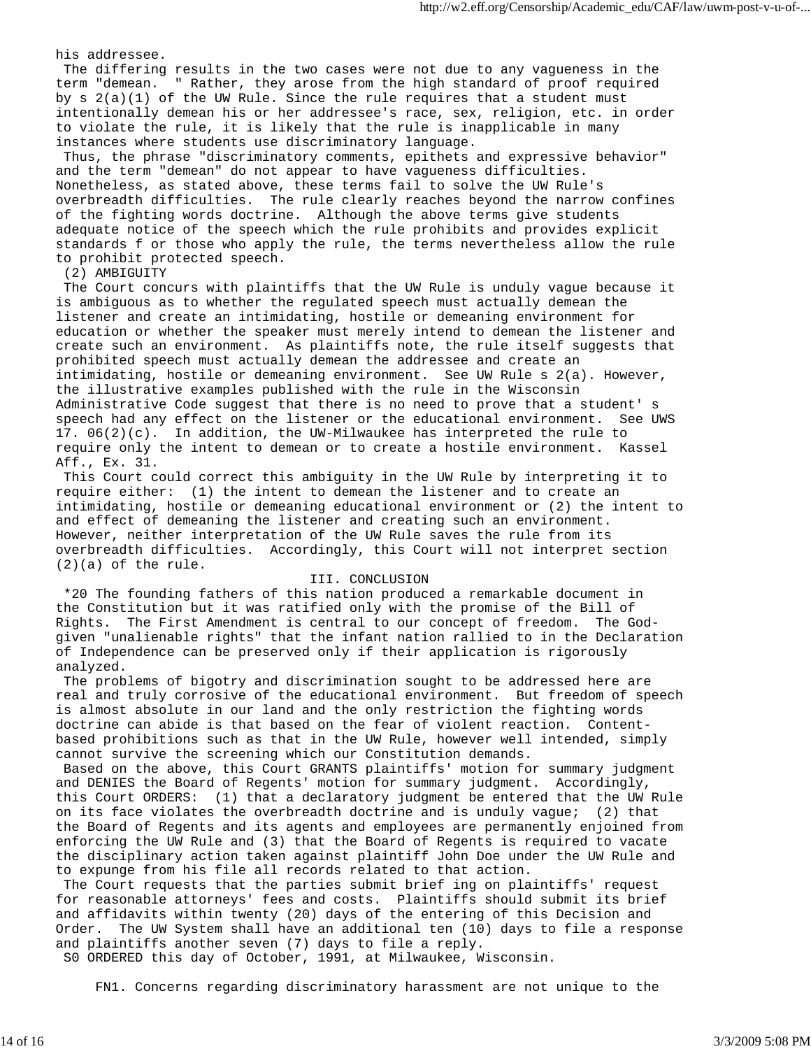his addressee.

The differing results in the two cases were not due to any vagueness in the term "demean. " Rather, they arose from the high standard of proof required by s 2(a)(1) of the UW Rule. Since the rule requires that a student must intentionally demean his or her addressee's race, sex, religion, etc. in order to violate the rule, it is likely that the rule is inapplicable in many instances where students use discriminatory language.

Thus, the phrase "discriminatory comments, epithets and expressive behavior" and the term "demean" do not appear to have vagueness difficulties. Nonetheless, as stated above, these terms fail to solve the UW Rule's overbreadth difficulties. The rule clearly reaches beyond the narrow confines of the fighting words doctrine. Although the above terms give students adequate notice of the speech which the rule prohibits and provides explicit standards f or those who apply the rule, the terms nevertheless allow the rule to prohibit protected speech.

(2) AMBIGUITY

The Court concurs with plaintiffs that the UW Rule is unduly vague because it is ambiguous as to whether the regulated speech must actually demean the listener and create an intimidating, hostile or demeaning environment for education or whether the speaker must merely intend to demean the listener and create such an environment. As plaintiffs note, the rule itself suggests that prohibited speech must actually demean the addressee and create an intimidating, hostile or demeaning environment. See UW Rule s 2(a). However, the illustrative examples published with the rule in the Wisconsin Administrative Code suggest that there is no need to prove that a student' s speech had any effect on the listener or the educational environment. See UWS 17. 06(2)(c). In addition, the UW-Milwaukee has interpreted the rule to require only the intent to demean or to create a hostile environment. Kassel Aff., Ex. 31.

This Court could correct this ambiguity in the UW Rule by interpreting it to require either: (1) the intent to demean the listener and to create an intimidating, hostile or demeaning educational environment or (2) the intent to and effect of demeaning the listener and creating such an environment. However, neither interpretation of the UW Rule saves the rule from its overbreadth difficulties. Accordingly, this Court will not interpret section (2)(a) of the rule.

## III. CONCLUSION

*20 The founding fathers of this nation produced a remarkable document in the Constitution but it was ratified only with the promise of the Bill of Rights. The First Amendment is central to our concept of freedom. The God-given "unalienable rights" that the infant nation rallied to in the Declaration of Independence can be preserved only if their application is rigorously analyzed.

The problems of bigotry and discrimination sought to be addressed here are real and truly corrosive of the educational environment. But freedom of speech is almost absolute in our land and the only restriction the fighting words doctrine can abide is that based on the fear of violent reaction. Content-based prohibitions such as that in the UW Rule, however well intended, simply cannot survive the screening which our Constitution demands.

Based on the above, this Court GRANTS plaintiffs' motion for summary judgment and DENIES the Board of Regents' motion for summary judgment. Accordingly, this Court ORDERS: (1) that a declaratory judgment be entered that the UW Rule on its face violates the overbreadth doctrine and is unduly vague; (2) that the Board of Regents and its agents and employees are permanently enjoined from enforcing the UW Rule and (3) that the Board of Regents is required to vacate the disciplinary action taken against plaintiff John Doe under the UW Rule and to expunge from his file all records related to that action.

The Court requests that the parties submit brief ing on plaintiffs' request for reasonable attorneys' fees and costs. Plaintiffs should submit its brief and affidavits within twenty (20) days of the entering of this Decision and Order. The UW System shall have an additional ten (10) days to file a response and plaintiffs another seven (7) days to file a reply.

S0 ORDERED this day of October, 1991, at Milwaukee, Wisconsin.

FN1. Concerns regarding discriminatory harassment are not unique to the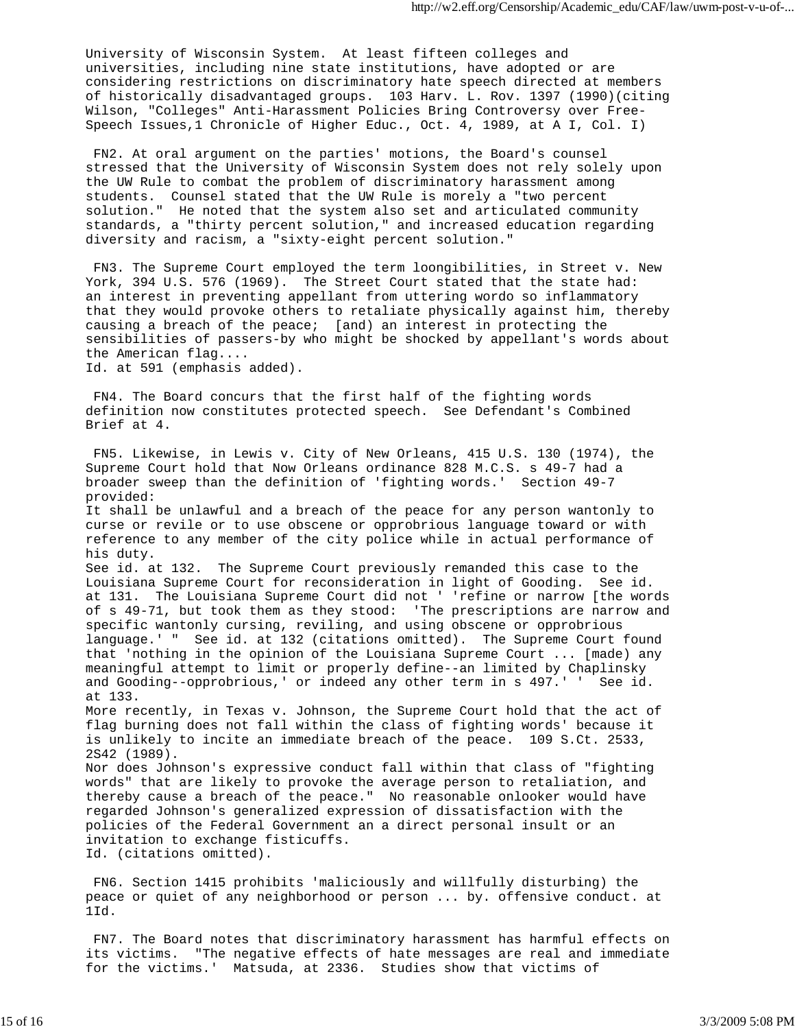University of Wisconsin System. At least fifteen colleges and universities, including nine state institutions, have adopted or are considering restrictions on discriminatory hate speech directed at members of historically disadvantaged groups. 103 Harv. L. Rov. 1397 (1990)(citing Wilson, "Colleges" Anti-Harassment Policies Bring Controversy over Free-Speech Issues,1 Chronicle of Higher Educ., Oct. 4, 1989, at A I, Col. I)

FN2. At oral argument on the parties' motions, the Board's counsel stressed that the University of Wisconsin System does not rely solely upon the UW Rule to combat the problem of discriminatory harassment among students. Counsel stated that the UW Rule is morely a "two percent solution." He noted that the system also set and articulated community standards, a "thirty percent solution," and increased education regarding diversity and racism, a "sixty-eight percent solution."

FN3. The Supreme Court employed the term loongibilities, in Street v. New York, 394 U.S. 576 (1969). The Street Court stated that the state had: an interest in preventing appellant from uttering wordo so inflammatory that they would provoke others to retaliate physically against him, thereby causing a breach of the peace; [and) an interest in protecting the sensibilities of passers-by who might be shocked by appellant's words about the American flag....
Id. at 591 (emphasis added).

FN4. The Board concurs that the first half of the fighting words definition now constitutes protected speech. See Defendant's Combined Brief at 4.

FN5. Likewise, in Lewis v. City of New Orleans, 415 U.S. 130 (1974), the Supreme Court hold that Now Orleans ordinance 828 M.C.S. s 49-7 had a broader sweep than the definition of 'fighting words.' Section 49-7 provided:
It shall be unlawful and a breach of the peace for any person wantonly to curse or revile or to use obscene or opprobrious language toward or with reference to any member of the city police while in actual performance of his duty.
See id. at 132. The Supreme Court previously remanded this case to the Louisiana Supreme Court for reconsideration in light of Gooding. See id. at 131. The Louisiana Supreme Court did not ' 'refine or narrow [the words of s 49-71, but took them as they stood: 'The prescriptions are narrow and specific wantonly cursing, reviling, and using obscene or opprobrious language.' " See id. at 132 (citations omitted). The Supreme Court found that 'nothing in the opinion of the Louisiana Supreme Court ... [made) any meaningful attempt to limit or properly define--an limited by Chaplinsky and Gooding--opprobrious,' or indeed any other term in s 497.' ' See id. at 133.
More recently, in Texas v. Johnson, the Supreme Court hold that the act of flag burning does not fall within the class of fighting words' because it is unlikely to incite an immediate breach of the peace. 109 S.Ct. 2533, 2S42 (1989).
Nor does Johnson's expressive conduct fall within that class of "fighting words" that are likely to provoke the average person to retaliation, and thereby cause a breach of the peace." No reasonable onlooker would have regarded Johnson's generalized expression of dissatisfaction with the policies of the Federal Government an a direct personal insult or an invitation to exchange fisticuffs.
Id. (citations omitted).

FN6. Section 1415 prohibits 'maliciously and willfully disturbing) the peace or quiet of any neighborhood or person ... by. offensive conduct. at 1Id.

FN7. The Board notes that discriminatory harassment has harmful effects on its victims. "The negative effects of hate messages are real and immediate for the victims.' Matsuda, at 2336. Studies show that victims of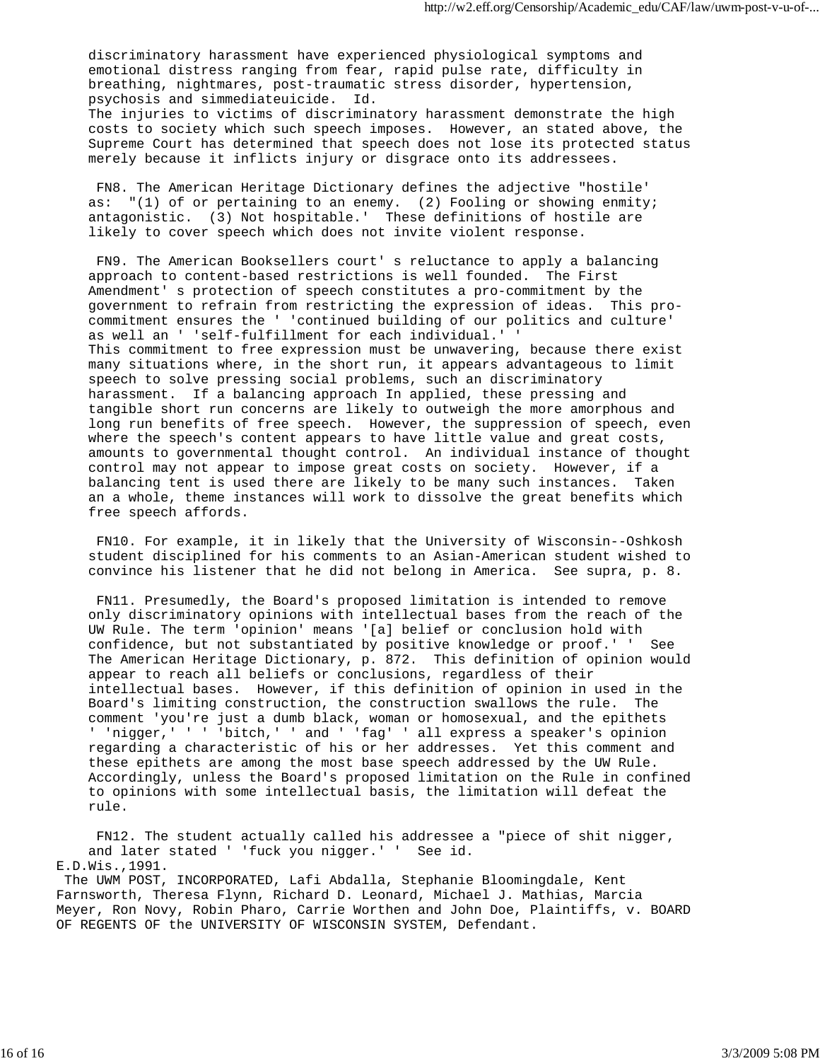discriminatory harassment have experienced physiological symptoms and emotional distress ranging from fear, rapid pulse rate, difficulty in breathing, nightmares, post-traumatic stress disorder, hypertension, psychosis and simmediateuicide. Id.

The injuries to victims of discriminatory harassment demonstrate the high costs to society which such speech imposes. However, an stated above, the Supreme Court has determined that speech does not lose its protected status merely because it inflicts injury or disgrace onto its addressees.

FN8. The American Heritage Dictionary defines the adjective "hostile' as: "(1) of or pertaining to an enemy. (2) Fooling or showing enmity; antagonistic. (3) Not hospitable.' These definitions of hostile are likely to cover speech which does not invite violent response.

FN9. The American Booksellers court' s reluctance to apply a balancing approach to content-based restrictions is well founded. The First Amendment' s protection of speech constitutes a pro-commitment by the government to refrain from restricting the expression of ideas. This pro-commitment ensures the ' 'continued building of our politics and culture' as well an ' 'self-fulfillment for each individual.' '

This commitment to free expression must be unwavering, because there exist many situations where, in the short run, it appears advantageous to limit speech to solve pressing social problems, such an discriminatory harassment. If a balancing approach In applied, these pressing and tangible short run concerns are likely to outweigh the more amorphous and long run benefits of free speech. However, the suppression of speech, even where the speech's content appears to have little value and great costs, amounts to governmental thought control. An individual instance of thought control may not appear to impose great costs on society. However, if a balancing tent is used there are likely to be many such instances. Taken an a whole, theme instances will work to dissolve the great benefits which free speech affords.

FN10. For example, it in likely that the University of Wisconsin--Oshkosh student disciplined for his comments to an Asian-American student wished to convince his listener that he did not belong in America. See supra, p. 8.

FN11. Presumedly, the Board's proposed limitation is intended to remove only discriminatory opinions with intellectual bases from the reach of the UW Rule. The term 'opinion' means '[a] belief or conclusion hold with confidence, but not substantiated by positive knowledge or proof.' ' See The American Heritage Dictionary, p. 872. This definition of opinion would appear to reach all beliefs or conclusions, regardless of their intellectual bases. However, if this definition of opinion in used in the Board's limiting construction, the construction swallows the rule. The comment 'you're just a dumb black, woman or homosexual, and the epithets ' 'nigger,' ' ' 'bitch,' ' and ' 'fag' ' all express a speaker's opinion regarding a characteristic of his or her addresses. Yet this comment and these epithets are among the most base speech addressed by the UW Rule. Accordingly, unless the Board's proposed limitation on the Rule in confined to opinions with some intellectual basis, the limitation will defeat the rule.

FN12. The student actually called his addressee a "piece of shit nigger, and later stated ' 'fuck you nigger.' ' See id.

E.D.Wis.,1991.

The UWM POST, INCORPORATED, Lafi Abdalla, Stephanie Bloomingdale, Kent Farnsworth, Theresa Flynn, Richard D. Leonard, Michael J. Mathias, Marcia Meyer, Ron Novy, Robin Pharo, Carrie Worthen and John Doe, Plaintiffs, v. BOARD OF REGENTS OF the UNIVERSITY OF WISCONSIN SYSTEM, Defendant.